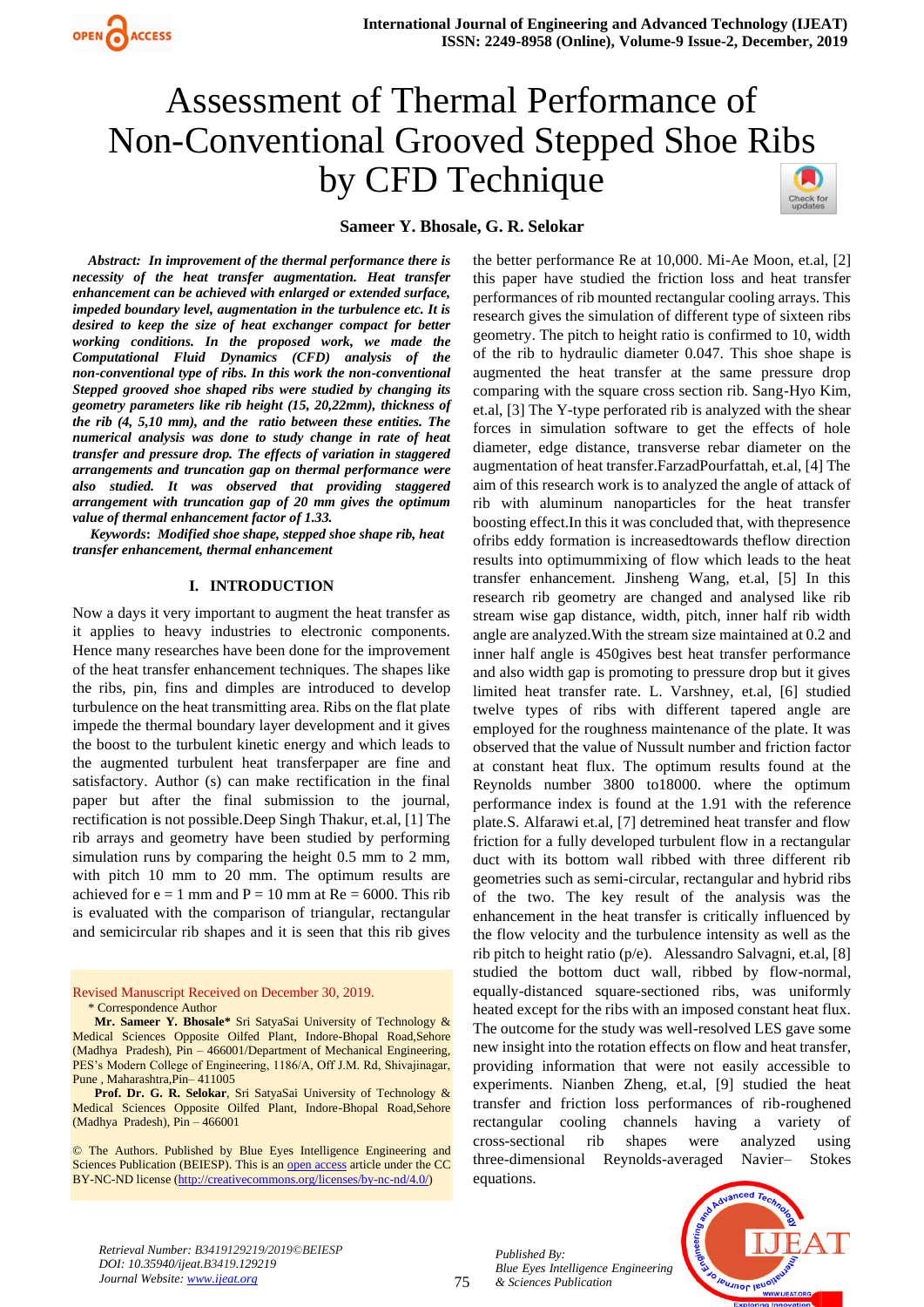# Assessment of Thermal Performance of Non-Conventional Grooved Stepped Shoe Ribs by CFD Technique

**Sameer Y. Bhosale, G. R. Selokar**

***Abstract:*** ***In improvement of the thermal performance there is necessity of the heat transfer augmentation. Heat transfer enhancement can be achieved with enlarged or extended surface, impeded boundary level, augmentation in the turbulence etc. It is desired to keep the size of heat exchanger compact for better working conditions. In the proposed work, we made the Computational Fluid Dynamics (CFD) analysis of the non-conventional type of ribs. In this work the non-conventional Stepped grooved shoe shaped ribs were studied by changing its geometry parameters like rib height (15, 20,22mm), thickness of the rib (4, 5,10 mm), and the ratio between these entities. The numerical analysis was done to study change in rate of heat transfer and pressure drop. The effects of variation in staggered arrangements and truncation gap on thermal performance were also studied. It was observed that providing staggered arrangement with truncation gap of 20 mm gives the optimum value of thermal enhancement factor of 1.33.***

***Keywords*****:** ***Modified shoe shape, stepped shoe shape rib, heat transfer enhancement, thermal enhancement***

## I. INTRODUCTION

Now a days it very important to augment the heat transfer as it applies to heavy industries to electronic components. Hence many researches have been done for the improvement of the heat transfer enhancement techniques. The shapes like the ribs, pin, fins and dimples are introduced to develop turbulence on the heat transmitting area. Ribs on the flat plate impede the thermal boundary layer development and it gives the boost to the turbulent kinetic energy and which leads to the augmented turbulent heat transferpaper are fine and satisfactory. Author (s) can make rectification in the final paper but after the final submission to the journal, rectification is not possible.Deep Singh Thakur, et.al, [1] The rib arrays and geometry have been studied by performing simulation runs by comparing the height 0.5 mm to 2 mm, with pitch 10 mm to 20 mm. The optimum results are achieved for e = 1 mm and P = 10 mm at Re = 6000. This rib is evaluated with the comparison of triangular, rectangular and semicircular rib shapes and it is seen that this rib gives the better performance Re at 10,000. Mi-Ae Moon, et.al, [2] this paper have studied the friction loss and heat transfer performances of rib mounted rectangular cooling arrays. This research gives the simulation of different type of sixteen ribs geometry. The pitch to height ratio is confirmed to 10, width of the rib to hydraulic diameter 0.047. This shoe shape is augmented the heat transfer at the same pressure drop comparing with the square cross section rib. Sang-Hyo Kim, et.al, [3] The Y-type perforated rib is analyzed with the shear forces in simulation software to get the effects of hole diameter, edge distance, transverse rebar diameter on the augmentation of heat transfer.FarzadPourfattah, et.al, [4] The aim of this research work is to analyzed the angle of attack of rib with aluminum nanoparticles for the heat transfer boosting effect.In this it was concluded that, with thepresence ofribs eddy formation is increasedtowards theflow direction results into optimummixing of flow which leads to the heat transfer enhancement. Jinsheng Wang, et.al, [5] In this research rib geometry are changed and analysed like rib stream wise gap distance, width, pitch, inner half rib width angle are analyzed.With the stream size maintained at 0.2 and inner half angle is 450gives best heat transfer performance and also width gap is promoting to pressure drop but it gives limited heat transfer rate. L. Varshney, et.al, [6] studied twelve types of ribs with different tapered angle are employed for the roughness maintenance of the plate. It was observed that the value of Nussult number and friction factor at constant heat flux. The optimum results found at the Reynolds number 3800 to18000. where the optimum performance index is found at the 1.91 with the reference plate.S. Alfarawi et.al, [7] detremined heat transfer and flow friction for a fully developed turbulent flow in a rectangular duct with its bottom wall ribbed with three different rib geometries such as semi-circular, rectangular and hybrid ribs of the two. The key result of the analysis was the enhancement in the heat transfer is critically influenced by the flow velocity and the turbulence intensity as well as the rib pitch to height ratio (p/e). Alessandro Salvagni, et.al, [8] studied the bottom duct wall, ribbed by flow-normal, equally-distanced square-sectioned ribs, was uniformly heated except for the ribs with an imposed constant heat flux. The outcome for the study was well-resolved LES gave some new insight into the rotation effects on flow and heat transfer, providing information that were not easily accessible to experiments. Nianben Zheng, et.al, [9] studied the heat transfer and friction loss performances of rib-roughened rectangular cooling channels having a variety of cross-sectional rib shapes were analyzed using three-dimensional Reynolds-averaged Navier– Stokes equations.

Revised Manuscript Received on December 30, 2019.

\* Correspondence Author

**Mr. Sameer Y. Bhosale\*** Sri SatyaSai University of Technology & Medical Sciences Opposite Oilfed Plant, Indore-Bhopal Road,Sehore (Madhya Pradesh), Pin – 466001/Department of Mechanical Engineering, PES's Modern College of Engineering, 1186/A, Off J.M. Rd, Shivajinagar, Pune , Maharashtra,Pin– 411005

**Prof. Dr. G. R. Selokar**, Sri SatyaSai University of Technology & Medical Sciences Opposite Oilfed Plant, Indore-Bhopal Road,Sehore (Madhya Pradesh), Pin – 466001

© The Authors. Published by Blue Eyes Intelligence Engineering and Sciences Publication (BEIESP). This is an open access article under the CC BY-NC-ND license (http://creativecommons.org/licenses/by-nc-nd/4.0/)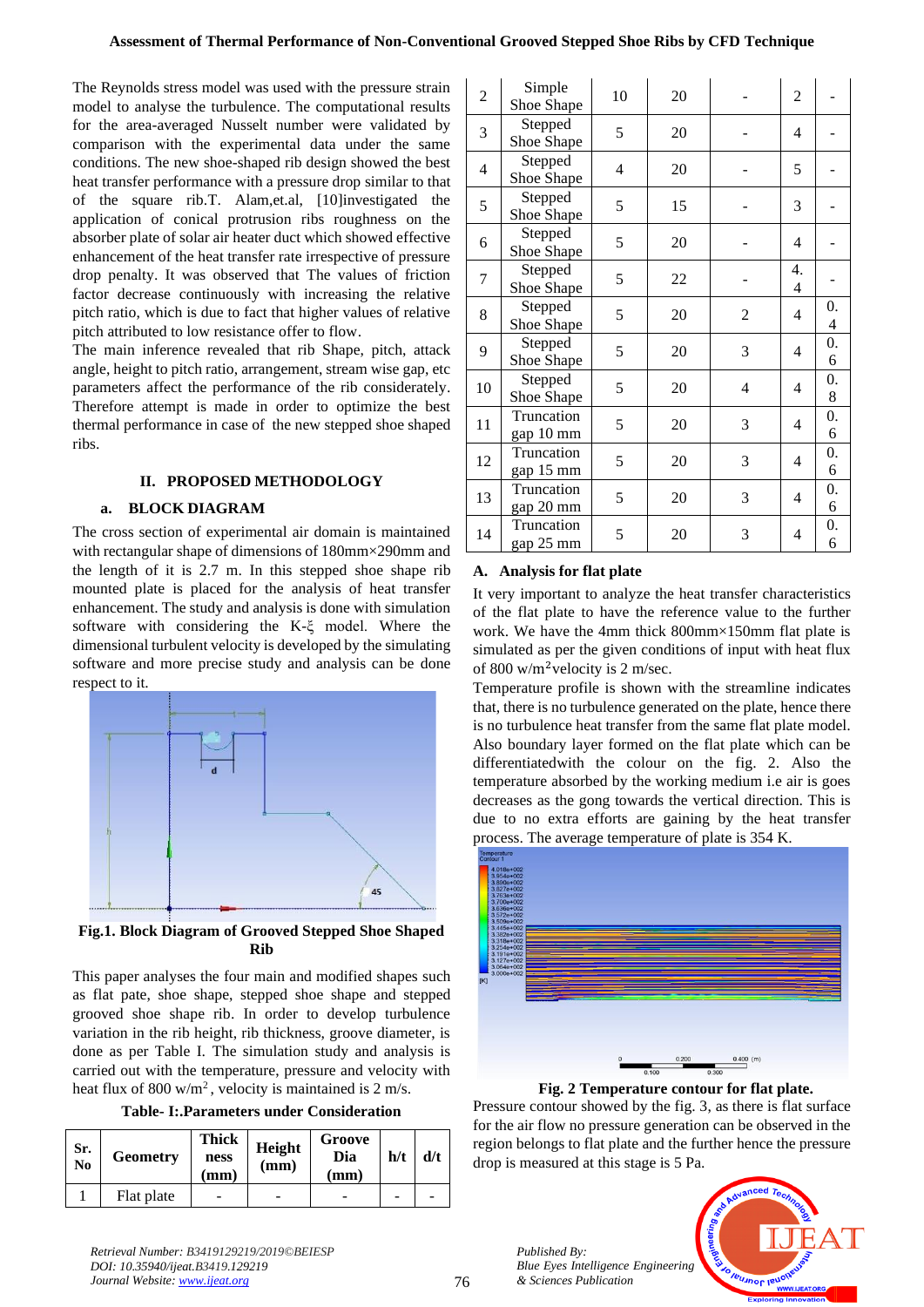The Reynolds stress model was used with the pressure strain model to analyse the turbulence. The computational results for the area-averaged Nusselt number were validated by comparison with the experimental data under the same conditions. The new shoe-shaped rib design showed the best heat transfer performance with a pressure drop similar to that of the square rib.T. Alam,et.al, [10]investigated the application of conical protrusion ribs roughness on the absorber plate of solar air heater duct which showed effective enhancement of the heat transfer rate irrespective of pressure drop penalty. It was observed that The values of friction factor decrease continuously with increasing the relative pitch ratio, which is due to fact that higher values of relative pitch attributed to low resistance offer to flow.

The main inference revealed that rib Shape, pitch, attack angle, height to pitch ratio, arrangement, stream wise gap, etc parameters affect the performance of the rib considerately. Therefore attempt is made in order to optimize the best thermal performance in case of the new stepped shoe shaped ribs.

## II. PROPOSED METHODOLOGY

### a. BLOCK DIAGRAM

The cross section of experimental air domain is maintained with rectangular shape of dimensions of 180mm×290mm and the length of it is 2.7 m. In this stepped shoe shape rib mounted plate is placed for the analysis of heat transfer enhancement. The study and analysis is done with simulation software with considering the K-ξ model. Where the dimensional turbulent velocity is developed by the simulating software and more precise study and analysis can be done respect to it.

**Fig.1. Block Diagram of Grooved Stepped Shoe Shaped Rib**

This paper analyses the four main and modified shapes such as flat pate, shoe shape, stepped shoe shape and stepped grooved shoe shape rib. In order to develop turbulence variation in the rib height, rib thickness, groove diameter, etc is done as per Table I. The simulation study and analysis is carried out with the temperature, pressure and velocity with heat flux of 800 w/m$^2$, velocity is maintained is 2 m/s.

**Table- I:.Parameters under Consideration**

| Sr. No | Geometry | Thickness (mm) | Height (mm) | Groove Dia (mm) | h/t | d/t |
|---|---|---|---|---|---|---|
| 1 | Flat plate | - | - | - | - | - |
| 2 | Simple Shoe Shape | 10 | 20 | - | 2 | - |
| 3 | Stepped Shoe Shape | 5 | 20 | - | 4 | - |
| 4 | Stepped Shoe Shape | 4 | 20 | - | 5 | - |
| 5 | Stepped Shoe Shape | 5 | 15 | - | 3 | - |
| 6 | Stepped Shoe Shape | 5 | 20 | - | 4 | - |
| 7 | Stepped Shoe Shape | 5 | 22 | - | 4.4 | - |
| 8 | Stepped Shoe Shape | 5 | 20 | 2 | 4 | 0.4 |
| 9 | Stepped Shoe Shape | 5 | 20 | 3 | 4 | 0.6 |
| 10 | Stepped Shoe Shape | 5 | 20 | 4 | 4 | 0.8 |
| 11 | Truncation gap 10 mm | 5 | 20 | 3 | 4 | 0.6 |
| 12 | Truncation gap 15 mm | 5 | 20 | 3 | 4 | 0.6 |
| 13 | Truncation gap 20 mm | 5 | 20 | 3 | 4 | 0.6 |
| 14 | Truncation gap 25 mm | 5 | 20 | 3 | 4 | 0.6 |

### A. Analysis for flat plate

It very important to analyze the heat transfer characteristics of the flat plate to have the reference value to the further work. We have the 4mm thick 800mm×150mm flat plate is simulated as per the given conditions of input with heat flux of 800 w/m$^2$velocity is 2 m/sec.

Temperature profile is shown with the streamline indicates that, there is no turbulence generated on the plate, hence there is no turbulence heat transfer from the same flat plate model. Also boundary layer formed on the flat plate which can be differentiatedwith the colour on the fig. 2. Also the temperature absorbed by the working medium i.e air is goes decreases as the gong towards the vertical direction. This is due to no extra efforts are gaining by the heat transfer process. The average temperature of plate is 354 K.

**Fig. 2 Temperature contour for flat plate.**

Pressure contour showed by the fig. 3, as there is flat surface for the air flow no pressure generation can be observed in the region belongs to flat plate and the further hence the pressure drop is measured at this stage is 5 Pa.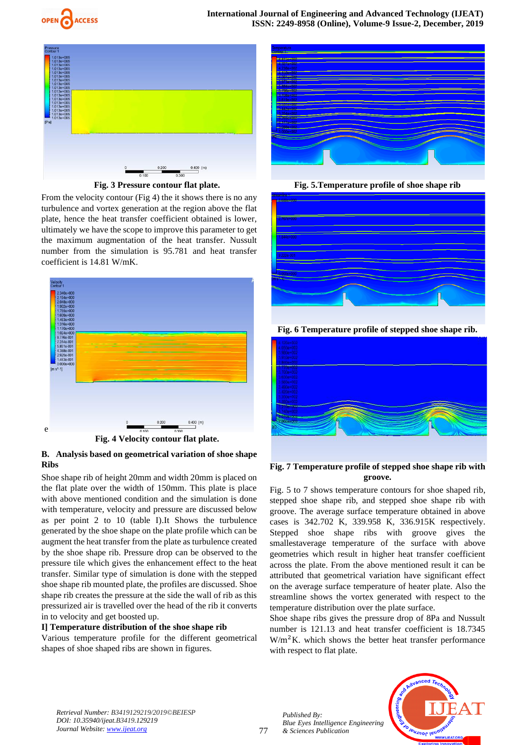Fig. 3 Pressure contour flat plate.

From the velocity contour (Fig 4) the it shows there is no any turbulence and vortex generation at the region above the flat plate, hence the heat transfer coefficient obtained is lower, ultimately we have the scope to improve this parameter to get the maximum augmentation of the heat transfer. Nussult number from the simulation is 95.781 and heat transfer coefficient is 14.81 W/mK.

Fig. 4 Velocity contour flat plate.

### B. Analysis based on geometrical variation of shoe shape Ribs

Shoe shape rib of height 20mm and width 20mm is placed on the flat plate over the width of 150mm. This plate is place with above mentioned condition and the simulation is done with temperature, velocity and pressure are discussed below as per point 2 to 10 (table I).It Shows the turbulence generated by the shoe shape on the plate profile which can be augment the heat transfer from the plate as turbulence created by the shoe shape rib. Pressure drop can be observed to the pressure tile which gives the enhancement effect to the heat transfer. Similar type of simulation is done with the stepped shoe shape rib mounted plate, the profiles are discussed. Shoe shape rib creates the pressure at the side the wall of rib as this pressurized air is travelled over the head of the rib it converts in to velocity and get boosted up.

**I] Temperature distribution of the shoe shape rib**

Various temperature profile for the different geometrical shapes of shoe shaped ribs are shown in figures.

Fig. 5.Temperature profile of shoe shape rib

Fig. 6 Temperature profile of stepped shoe shape rib.

Fig. 7 Temperature profile of stepped shoe shape rib with groove.

Fig. 5 to 7 shows temperature contours for shoe shaped rib, stepped shoe shape rib, and stepped shoe shape rib with groove. The average surface temperature obtained in above cases is 342.702 K, 339.958 K, 336.915K respectively. Stepped shoe shape ribs with groove gives the smallestaverage temperature of the surface with above geometries which result in higher heat transfer coefficient across the plate. From the above mentioned result it can be attributed that geometrical variation have significant effect on the average surface temperature of heater plate. Also the streamline shows the vortex generated with respect to the temperature distribution over the plate surface.

Shoe shape ribs gives the pressure drop of 8Pa and Nussult number is 121.13 and heat transfer coefficient is 18.7345 $W/m^2K$. which shows the better heat transfer performance with respect to flat plate.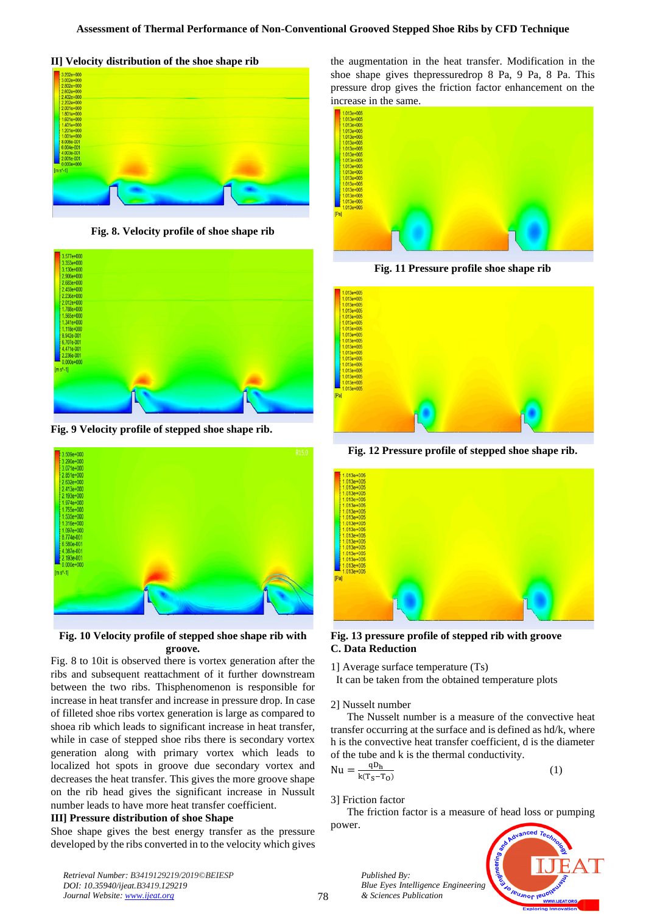## II] Velocity distribution of the shoe shape rib

Fig. 8. Velocity profile of shoe shape rib

Fig. 9 Velocity profile of stepped shoe shape rib.

Fig. 10 Velocity profile of stepped shoe shape rib with groove.

Fig. 8 to 10it is observed there is vortex generation after the ribs and subsequent reattachment of it further downstream between the two ribs. Thisphenomenon is responsible for increase in heat transfer and increase in pressure drop. In case of filleted shoe ribs vortex generation is large as compared to shoea rib which leads to significant increase in heat transfer, while in case of stepped shoe ribs there is secondary vortex generation along with primary vortex which leads to localized hot spots in groove due secondary vortex and decreases the heat transfer. This gives the more groove shape on the rib head gives the significant increase in Nussult number leads to have more heat transfer coefficient.

## III] Pressure distribution of shoe Shape

Shoe shape gives the best energy transfer as the pressure developed by the ribs converted in to the velocity which gives the augmentation in the heat transfer. Modification in the shoe shape gives thepressuredrop 8 Pa, 9 Pa, 8 Pa. This pressure drop gives the friction factor enhancement on the increase in the same.

Fig. 11 Pressure profile shoe shape rib

Fig. 12 Pressure profile of stepped shoe shape rib.

Fig. 13 pressure profile of stepped rib with groove

## C. Data Reduction

1] Average surface temperature (Ts)

It can be taken from the obtained temperature plots

2] Nusselt number

The Nusselt number is a measure of the convective heat transfer occurring at the surface and is defined as hd/k, where h is the convective heat transfer coefficient, d is the diameter of the tube and k is the thermal conductivity.

$$Nu = \frac{qD_h}{k(T_S - T_O)} \quad (1)$$

3] Friction factor

The friction factor is a measure of head loss or pumping power.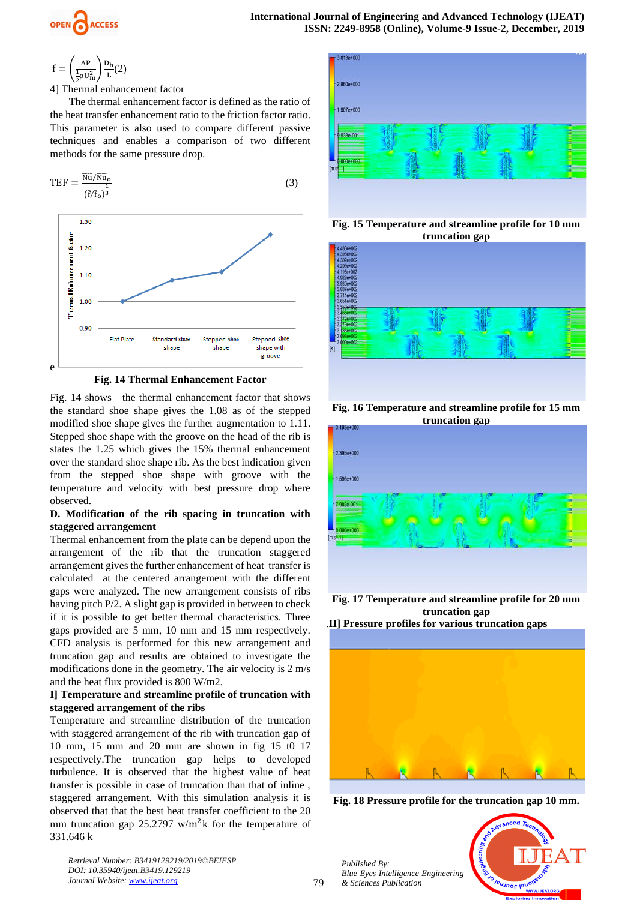$$f = \left(\frac{\Delta P}{\frac{1}{2}\rho U_m^2}\right)\frac{D_h}{L} (2)$$

4] Thermal enhancement factor

The thermal enhancement factor is defined as the ratio of the heat transfer enhancement ratio to the friction factor ratio. This parameter is also used to compare different passive techniques and enables a comparison of two different methods for the same pressure drop.

$$\text{TEF} = \frac{\overline{Nu}/\overline{Nu}_o}{(\bar{f}/\bar{f}_o)^{\frac{1}{3}}} \quad (3)$$

e

**Fig. 14 Thermal Enhancement Factor**

Fig. 14 shows the thermal enhancement factor that shows the standard shoe shape gives the 1.08 as of the stepped modified shoe shape gives the further augmentation to 1.11. Stepped shoe shape with the groove on the head of the rib is states the 1.25 which gives the 15% thermal enhancement over the standard shoe shape rib. As the best indication given from the stepped shoe shape with groove the temperature and velocity with best pressure drop where observed.

**D. Modification of the rib spacing in truncation with staggered arrangement**

Thermal enhancement from the plate can be depend upon the arrangement of the rib that the truncation staggered arrangement gives the further enhancement of heat transfer is calculated at the centered arrangement with the different gaps were analyzed. The new arrangement consists of ribs having pitch P/2. A slight gap is provided in between to check if it is possible to get better thermal characteristics. Three gaps provided are 5 mm, 10 mm and 15 mm respectively. CFD analysis is performed for this new arrangement and truncation gap and results are obtained to investigate the modifications done in the geometry. The air velocity is 2 m/s and the heat flux provided is 800 W/m2.

**I] Temperature and streamline profile of truncation with staggered arrangement of the ribs**

Temperature and streamline distribution of the truncation with staggered arrangement of the rib with truncation gap of 10 mm, 15 mm and 20 mm are shown in fig 15 t0 17 respectively.The truncation gap helps to developed turbulence. It is observed that the highest value of heat transfer is possible in case of truncation than that of inline , staggered arrangement. With this simulation analysis it is observed that that the best heat transfer coefficient to the 20 mm truncation gap 25.2797 w/m$^2$k for the temperature of 331.646 k

**Fig. 15 Temperature and streamline profile for 10 mm truncation gap**

**Fig. 16 Temperature and streamline profile for 15 mm truncation gap**

**Fig. 17 Temperature and streamline profile for 20 mm truncation gap**

**.II] Pressure profiles for various truncation gaps**

**Fig. 18 Pressure profile for the truncation gap 10 mm.**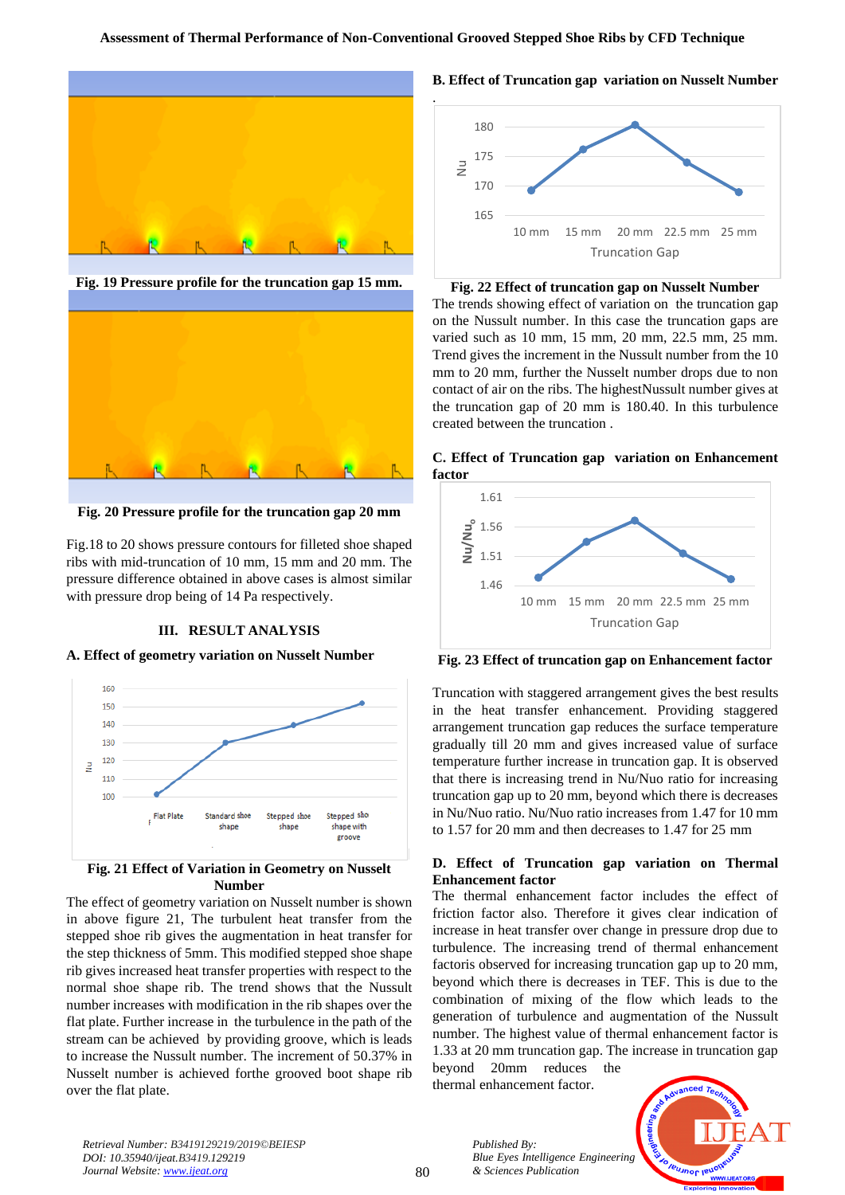Fig. 19 Pressure profile for the truncation gap 15 mm.

Fig. 20 Pressure profile for the truncation gap 20 mm

Fig.18 to 20 shows pressure contours for filleted shoe shaped ribs with mid-truncation of 10 mm, 15 mm and 20 mm. The pressure difference obtained in above cases is almost similar with pressure drop being of 14 Pa respectively.

## III. RESULT ANALYSIS

### A. Effect of geometry variation on Nusselt Number

Fig. 21 Effect of Variation in Geometry on Nusselt Number

The effect of geometry variation on Nusselt number is shown in above figure 21, The turbulent heat transfer from the stepped shoe rib gives the augmentation in heat transfer for the step thickness of 5mm. This modified stepped shoe shape rib gives increased heat transfer properties with respect to the normal shoe shape rib. The trend shows that the Nusselt number increases with modification in the rib shapes over the flat plate. Further increase in the turbulence in the path of the stream can be achieved by providing groove, which is leads to increase the Nusselt number. The increment of 50.37% in Nusselt number is achieved forthe grooved boot shape rib over the flat plate.

### B. Effect of Truncation gap variation on Nusselt Number

Fig. 22 Effect of truncation gap on Nusselt Number

The trends showing effect of variation on the truncation gap on the Nussult number. In this case the truncation gaps are varied such as 10 mm, 15 mm, 20 mm, 22.5 mm, 25 mm. Trend gives the increment in the Nussult number from the 10 mm to 20 mm, further the Nusselt number drops due to non contact of air on the ribs. The highestNussult number gives at the truncation gap of 20 mm is 180.40. In this turbulence created between the truncation .

### C. Effect of Truncation gap variation on Enhancement factor

Fig. 23 Effect of truncation gap on Enhancement factor

Truncation with staggered arrangement gives the best results in the heat transfer enhancement. Providing staggered arrangement truncation gap reduces the surface temperature gradually till 20 mm and gives increased value of surface temperature further increase in truncation gap. It is observed that there is increasing trend in Nu/Nuo ratio for increasing truncation gap up to 20 mm, beyond which there is decreases in Nu/Nuo ratio. Nu/Nuo ratio increases from 1.47 for 10 mm to 1.57 for 20 mm and then decreases to 1.47 for 25 mm

### D. Effect of Truncation gap variation on Thermal Enhancement factor

The thermal enhancement factor includes the effect of friction factor also. Therefore it gives clear indication of increase in heat transfer over change in pressure drop due to turbulence. The increasing trend of thermal enhancement factoris observed for increasing truncation gap up to 20 mm, beyond which there is decreases in TEF. This is due to the combination of mixing of the flow which leads to the generation of turbulence and augmentation of the Nussult number. The highest value of thermal enhancement factor is 1.33 at 20 mm truncation gap. The increase in truncation gap beyond 20mm reduces the thermal enhancement factor.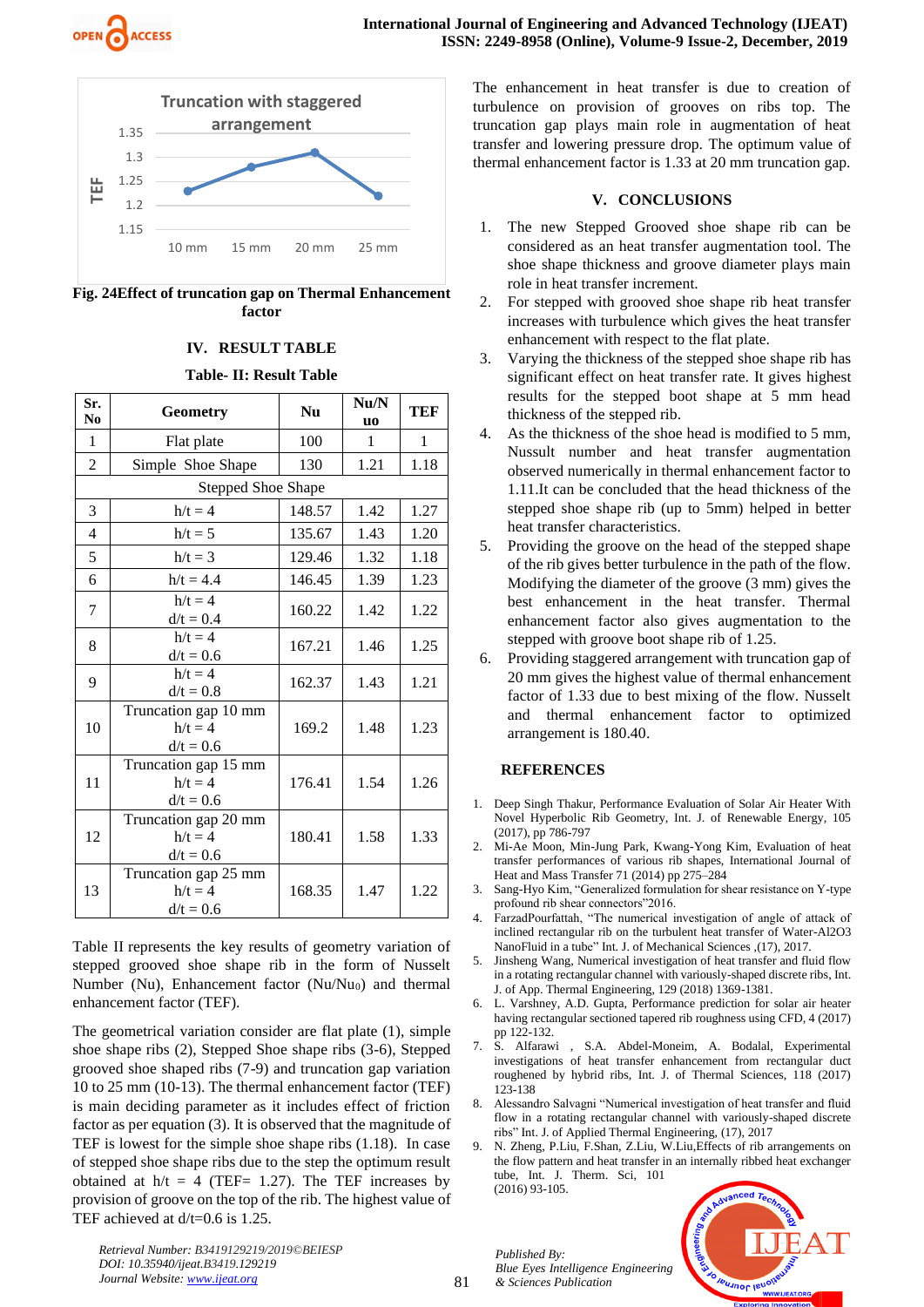Fig. 24Effect of truncation gap on Thermal Enhancement factor

## IV. RESULT TABLE

**Table- II: Result Table**

| Sr. No | Geometry | Nu | Nu/Nuo | TEF |
|---|---|---|---|---|
| 1 | Flat plate | 100 | 1 | 1 |
| 2 | Simple Shoe Shape | 130 | 1.21 | 1.18 |
| | Stepped Shoe Shape | | | |
| 3 | h/t = 4 | 148.57 | 1.42 | 1.27 |
| 4 | h/t = 5 | 135.67 | 1.43 | 1.20 |
| 5 | h/t = 3 | 129.46 | 1.32 | 1.18 |
| 6 | h/t = 4.4 | 146.45 | 1.39 | 1.23 |
| 7 | h/t = 4 d/t = 0.4 | 160.22 | 1.42 | 1.22 |
| 8 | h/t = 4 d/t = 0.6 | 167.21 | 1.46 | 1.25 |
| 9 | h/t = 4 d/t = 0.8 | 162.37 | 1.43 | 1.21 |
| 10 | Truncation gap 10 mm h/t = 4 d/t = 0.6 | 169.2 | 1.48 | 1.23 |
| 11 | Truncation gap 15 mm h/t = 4 d/t = 0.6 | 176.41 | 1.54 | 1.26 |
| 12 | Truncation gap 20 mm h/t = 4 d/t = 0.6 | 180.41 | 1.58 | 1.33 |
| 13 | Truncation gap 25 mm h/t = 4 d/t = 0.6 | 168.35 | 1.47 | 1.22 |

Table II represents the key results of geometry variation of stepped grooved shoe shape rib in the form of Nusselt Number (Nu), Enhancement factor ($Nu/Nu_0$) and thermal enhancement factor (TEF).

The geometrical variation consider are flat plate (1), simple shoe shape ribs (2), Stepped Shoe shape ribs (3-6), Stepped grooved shoe shaped ribs (7-9) and truncation gap variation 10 to 25 mm (10-13). The thermal enhancement factor (TEF) is main deciding parameter as it includes effect of friction factor as per equation (3). It is observed that the magnitude of TEF is lowest for the simple shoe shape ribs (1.18). In case of stepped shoe shape ribs due to the step the optimum result obtained at h/t = 4 (TEF= 1.27). The TEF increases by provision of groove on the top of the rib. The highest value of TEF achieved at d/t=0.6 is 1.25.

The enhancement in heat transfer is due to creation of turbulence on provision of grooves on ribs top. The truncation gap plays main role in augmentation of heat transfer and lowering pressure drop. The optimum value of thermal enhancement factor is 1.33 at 20 mm truncation gap.

## V. CONCLUSIONS

1. The new Stepped Grooved shoe shape rib can be considered as an heat transfer augmentation tool. The shoe shape thickness and groove diameter plays main role in heat transfer increment.
2. For stepped with grooved shoe shape rib heat transfer increases with turbulence which gives the heat transfer enhancement with respect to the flat plate.
3. Varying the thickness of the stepped shoe shape rib has significant effect on heat transfer rate. It gives highest results for the stepped boot shape at 5 mm head thickness of the stepped rib.
4. As the thickness of the shoe head is modified to 5 mm, Nussult number and heat transfer augmentation observed numerically in thermal enhancement factor to 1.11.It can be concluded that the head thickness of the stepped shoe shape rib (up to 5mm) helped in better heat transfer characteristics.
5. Providing the groove on the head of the stepped shape of the rib gives better turbulence in the path of the flow. Modifying the diameter of the groove (3 mm) gives the best enhancement in the heat transfer. Thermal enhancement factor also gives augmentation to the stepped with groove boot shape rib of 1.25.
6. Providing staggered arrangement with truncation gap of 20 mm gives the highest value of thermal enhancement factor of 1.33 due to best mixing of the flow. Nusselt and thermal enhancement factor to optimized arrangement is 180.40.

## REFERENCES

1. Deep Singh Thakur, Performance Evaluation of Solar Air Heater With Novel Hyperbolic Rib Geometry, Int. J. of Renewable Energy, 105 (2017), pp 786-797
2. Mi-Ae Moon, Min-Jung Park, Kwang-Yong Kim, Evaluation of heat transfer performances of various rib shapes, International Journal of Heat and Mass Transfer 71 (2014) pp 275–284
3. Sang-Hyo Kim, "Generalized formulation for shear resistance on Y-type profound rib shear connectors"2016.
4. FarzadPourfattah, "The numerical investigation of angle of attack of inclined rectangular rib on the turbulent heat transfer of Water-Al2O3 NanoFluid in a tube" Int. J. of Mechanical Sciences ,(17), 2017.
5. Jinsheng Wang, Numerical investigation of heat transfer and fluid flow in a rotating rectangular channel with variously-shaped discrete ribs, Int. J. of App. Thermal Engineering, 129 (2018) 1369-1381.
6. L. Varshney, A.D. Gupta, Performance prediction for solar air heater having rectangular sectioned tapered rib roughness using CFD, 4 (2017) pp 122-132.
7. S. Alfarawi , S.A. Abdel-Moneim, A. Bodalal, Experimental investigations of heat transfer enhancement from rectangular duct roughened by hybrid ribs, Int. J. of Thermal Sciences, 118 (2017) 123-138
8. Alessandro Salvagni "Numerical investigation of heat transfer and fluid flow in a rotating rectangular channel with variously-shaped discrete ribs" Int. J. of Applied Thermal Engineering, (17), 2017
9. N. Zheng, P.Liu, F.Shan, Z.Liu, W.Liu,Effects of rib arrangements on the flow pattern and heat transfer in an internally ribbed heat exchanger tube, Int. J. Therm. Sci, 101 (2016) 93-105.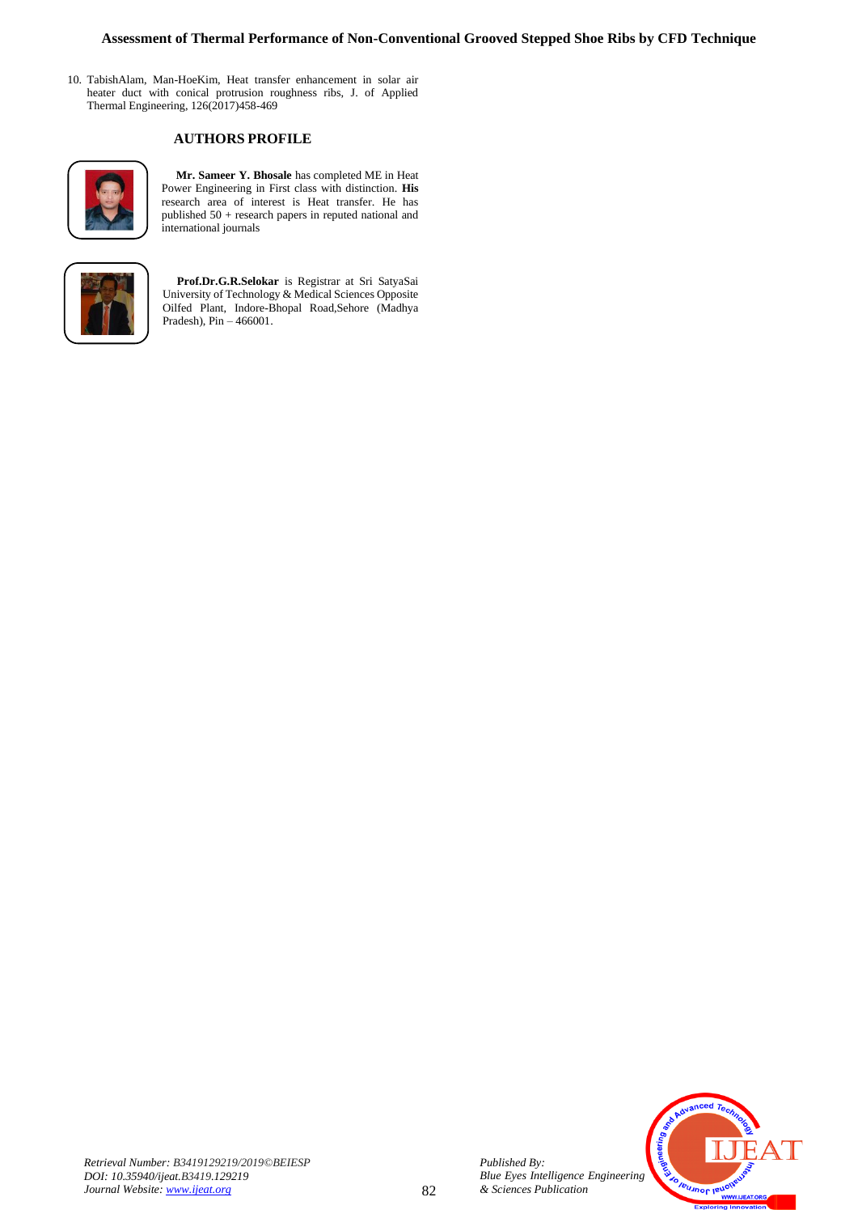10. TabishAlam, Man-HoeKim, Heat transfer enhancement in solar air heater duct with conical protrusion roughness ribs, J. of Applied Thermal Engineering, 126(2017)458-469

## AUTHORS PROFILE

**Mr. Sameer Y. Bhosale** has completed ME in Heat Power Engineering in First class with distinction. **His** research area of interest is Heat transfer. He has published 50 + research papers in reputed national and international journals

**Prof.Dr.G.R.Selokar** is Registrar at Sri SatyaSai University of Technology & Medical Sciences Opposite Oilfed Plant, Indore-Bhopal Road,Sehore (Madhya Pradesh), Pin – 466001.